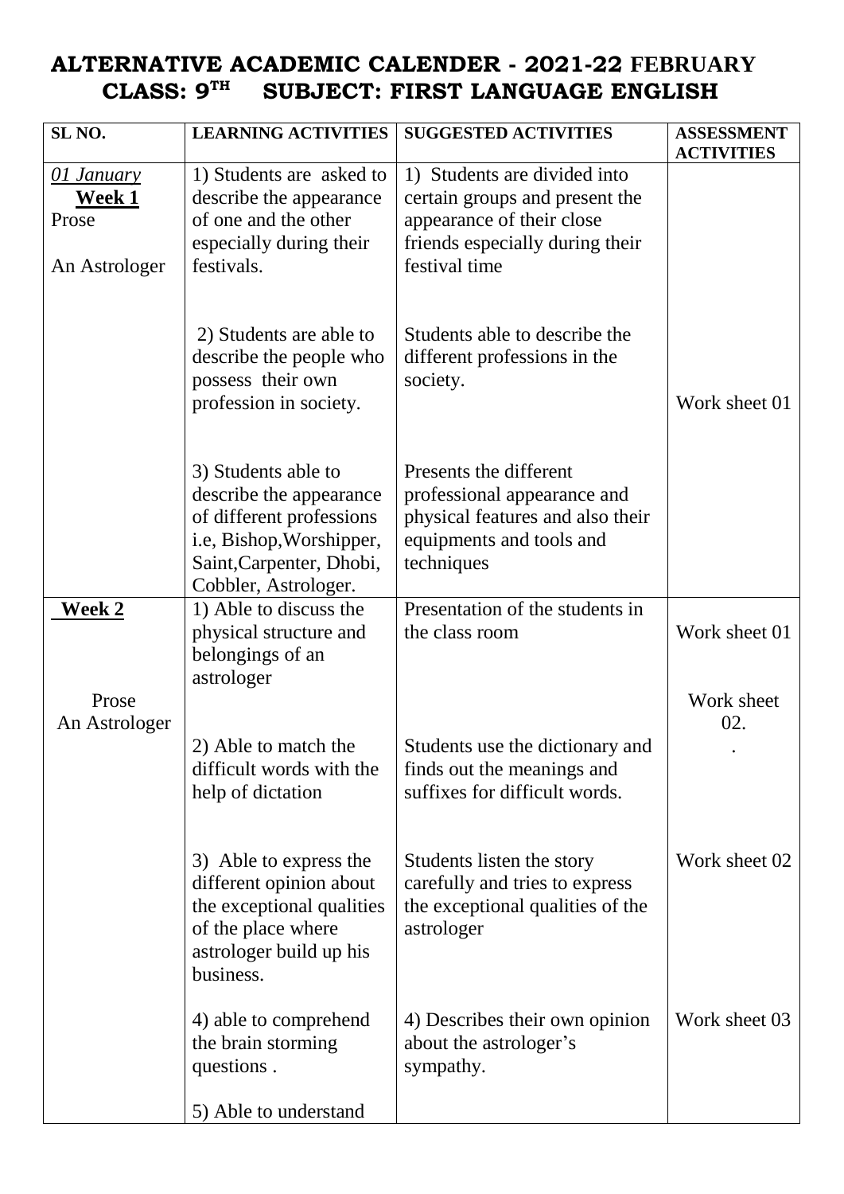# ALTERNATIVE ACADEMIC CALENDER - 2021-22 FEBRUARY
## CLASS: 9TH SUBJECT: FIRST LANGUAGE ENGLISH

| SL NO. | LEARNING ACTIVITIES | SUGGESTED ACTIVITIES | ASSESSMENT ACTIVITIES |
|---|---|---|---|
| *01 January* **Week 1** Prose An Astrologer | 1) Students are asked to describe the appearance of one and the other especially during their festivals. | 1) Students are divided into certain groups and present the appearance of their close friends especially during their festival time | |
| | 2) Students are able to describe the people who possess their own profession in society. | Students able to describe the different professions in the society. | Work sheet 01 |
| | 3) Students able to describe the appearance of different professions i.e, Bishop,Worshipper, Saint,Carpenter, Dhobi, Cobbler, Astrologer. | Presents the different professional appearance and physical features and also their equipments and tools and techniques | |
| **Week 2** Prose An Astrologer | 1) Able to discuss the physical structure and belongings of an astrologer | Presentation of the students in the class room | Work sheet 01 |
| | 2) Able to match the difficult words with the help of dictation | Students use the dictionary and finds out the meanings and suffixes for difficult words. | Work sheet 02. . |
| | 3) Able to express the different opinion about the exceptional qualities of the place where astrologer build up his business. | Students listen the story carefully and tries to express the exceptional qualities of the astrologer | Work sheet 02 |
| | 4) able to comprehend the brain storming questions . | 4) Describes their own opinion about the astrologer's sympathy. | Work sheet 03 |
| | 5) Able to understand | | |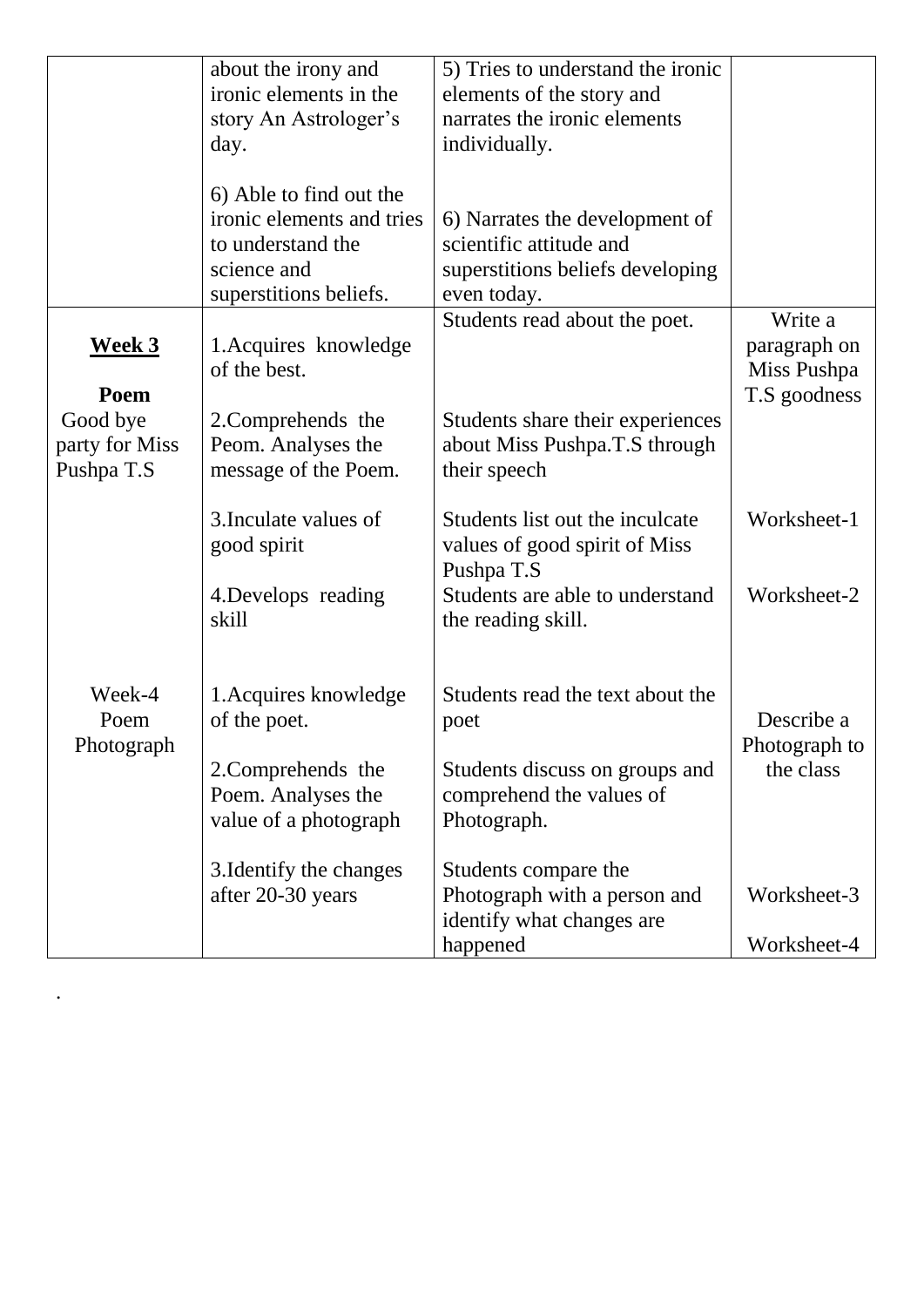| | | | |
|---|---|---|---|
| | about the irony and ironic elements in the story An Astrologer's day.<br><br>6) Able to find out the ironic elements and tries to understand the science and superstitions beliefs. | 5) Tries to understand the ironic elements of the story and narrates the ironic elements individually.<br><br>6) Narrates the development of scientific attitude and superstitions beliefs developing even today. | |
| **Week 3**<br><br>**Poem**<br>Good bye party for Miss Pushpa T.S | 1.Acquires knowledge of the best. | Students read about the poet. | Write a paragraph on Miss Pushpa T.S goodness |
| | 2.Comprehends the Peom. Analyses the message of the Poem. | Students share their experiences about Miss Pushpa.T.S through their speech | |
| | 3.Inculate values of good spirit | Students list out the inculcate values of good spirit of Miss Pushpa T.S | Worksheet-1 |
| | 4.Develops reading skill | Students are able to understand the reading skill. | Worksheet-2 |
| Week-4<br>Poem<br>Photograph | 1.Acquires knowledge of the poet. | Students read the text about the poet | Describe a Photograph to the class |
| | 2.Comprehends the Poem. Analyses the value of a photograph | Students discuss on groups and comprehend the values of Photograph. | |
| | 3.Identify the changes after 20-30 years | Students compare the Photograph with a person and identify what changes are happened | Worksheet-3<br><br>Worksheet-4 |

.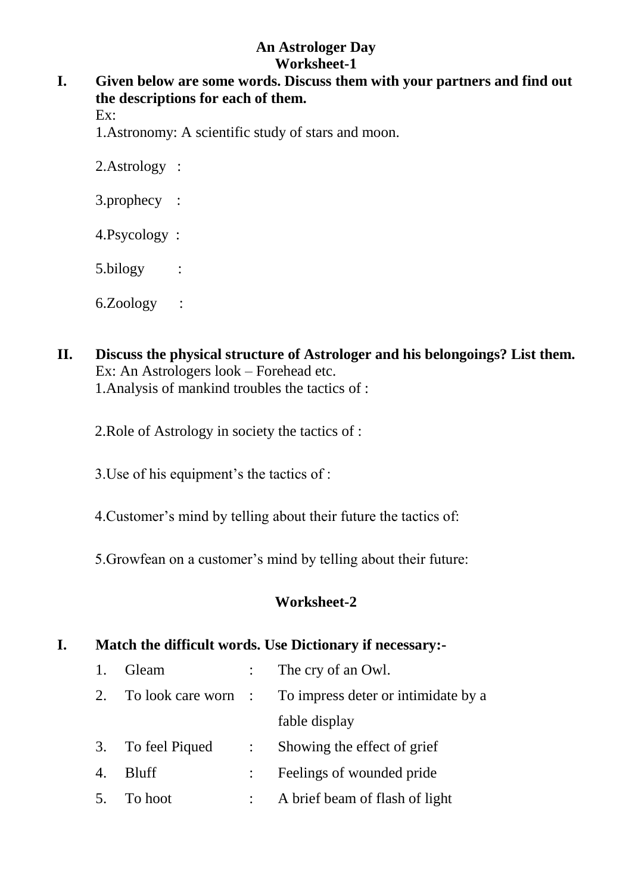# An Astrologer Day
## Worksheet-1

**I. Given below are some words. Discuss them with your partners and find out the descriptions for each of them.**

Ex:

1.Astronomy: A scientific study of stars and moon.

2.Astrology :

3.prophecy :

4.Psycology :

5.bilogy :

6.Zoology :

**II. Discuss the physical structure of Astrologer and his belongoings? List them.**

Ex: An Astrologers look – Forehead etc.

1.Analysis of mankind troubles the tactics of :

2.Role of Astrology in society the tactics of :

3.Use of his equipment's the tactics of :

4.Customer's mind by telling about their future the tactics of:

5.Growfean on a customer's mind by telling about their future:

## Worksheet-2

**I. Match the difficult words. Use Dictionary if necessary:-**

| | | | |
|---|---|---|---|
| 1. | Gleam | : | The cry of an Owl. |
| 2. | To look care worn | : | To impress deter or intimidate by a fable display |
| 3. | To feel Piqued | : | Showing the effect of grief |
| 4. | Bluff | : | Feelings of wounded pride |
| 5. | To hoot | : | A brief beam of flash of light |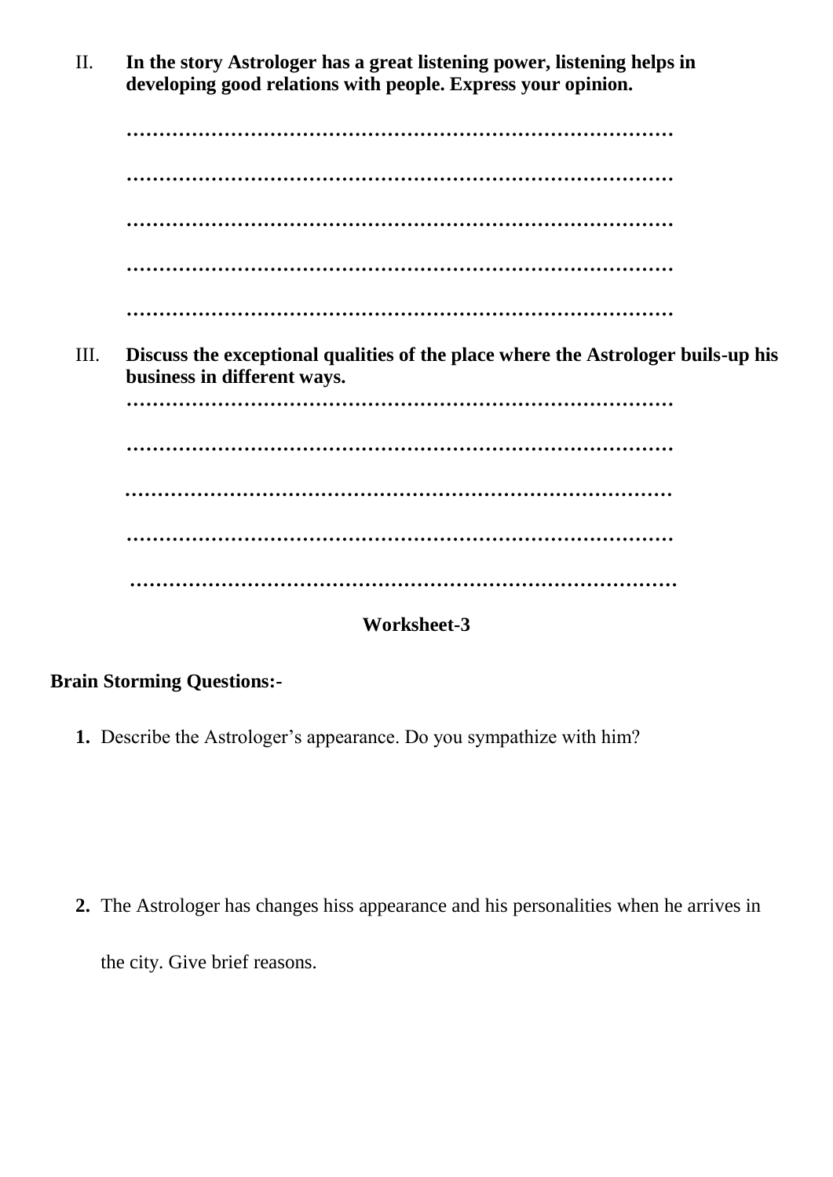II. **In the story Astrologer has a great listening power, listening helps in developing good relations with people. Express your opinion.**

………………………………………………………………………………

………………………………………………………………………………

………………………………………………………………………………

………………………………………………………………………………

………………………………………………………………………………

III. **Discuss the exceptional qualities of the place where the Astrologer buils-up his business in different ways.**

………………………………………………………………………………

………………………………………………………………………………

………………………………………………………………………………

………………………………………………………………………………

………………………………………………………………………………

## Worksheet-3

**Brain Storming Questions:-**

1. Describe the Astrologer's appearance. Do you sympathize with him?

2. The Astrologer has changes hiss appearance and his personalities when he arrives in the city. Give brief reasons.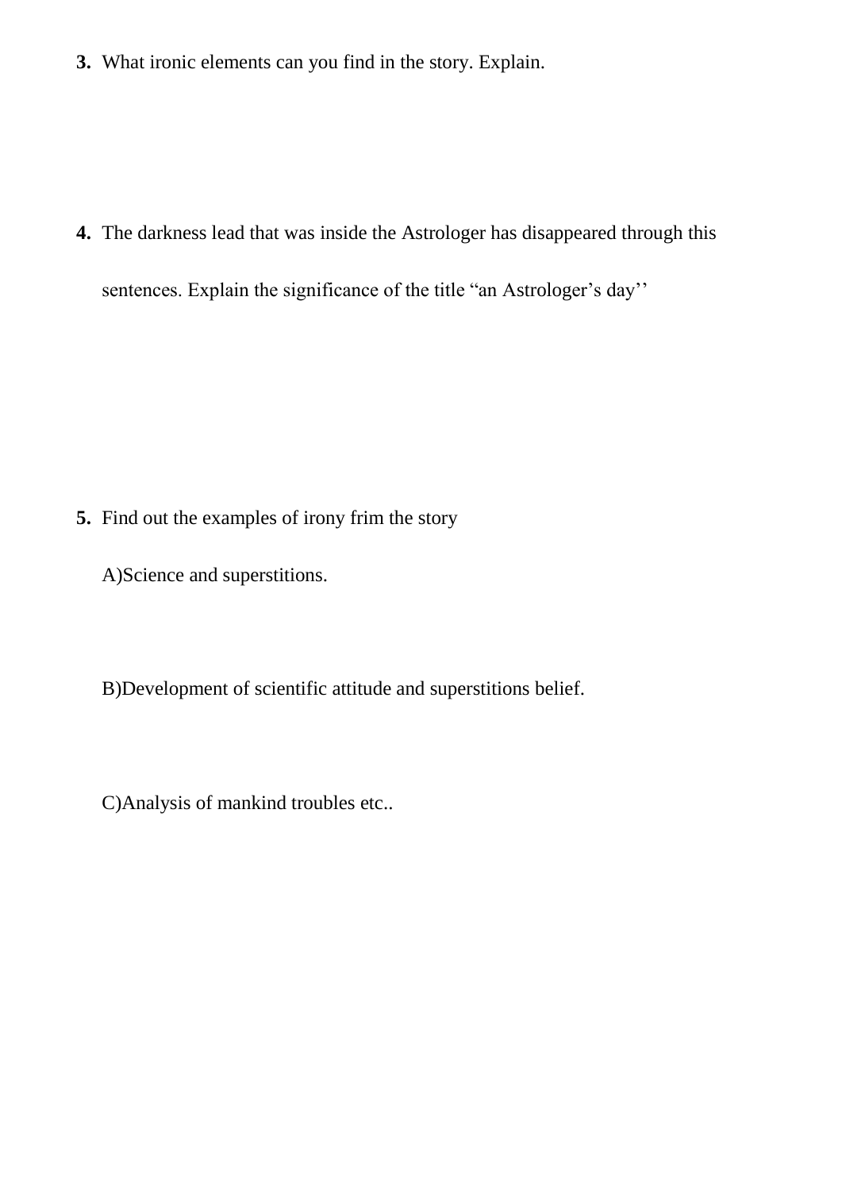3. What ironic elements can you find in the story. Explain.

4. The darkness lead that was inside the Astrologer has disappeared through this sentences. Explain the significance of the title "an Astrologer's day''

5. Find out the examples of irony frim the story

   A)Science and superstitions.

   B)Development of scientific attitude and superstitions belief.

   C)Analysis of mankind troubles etc..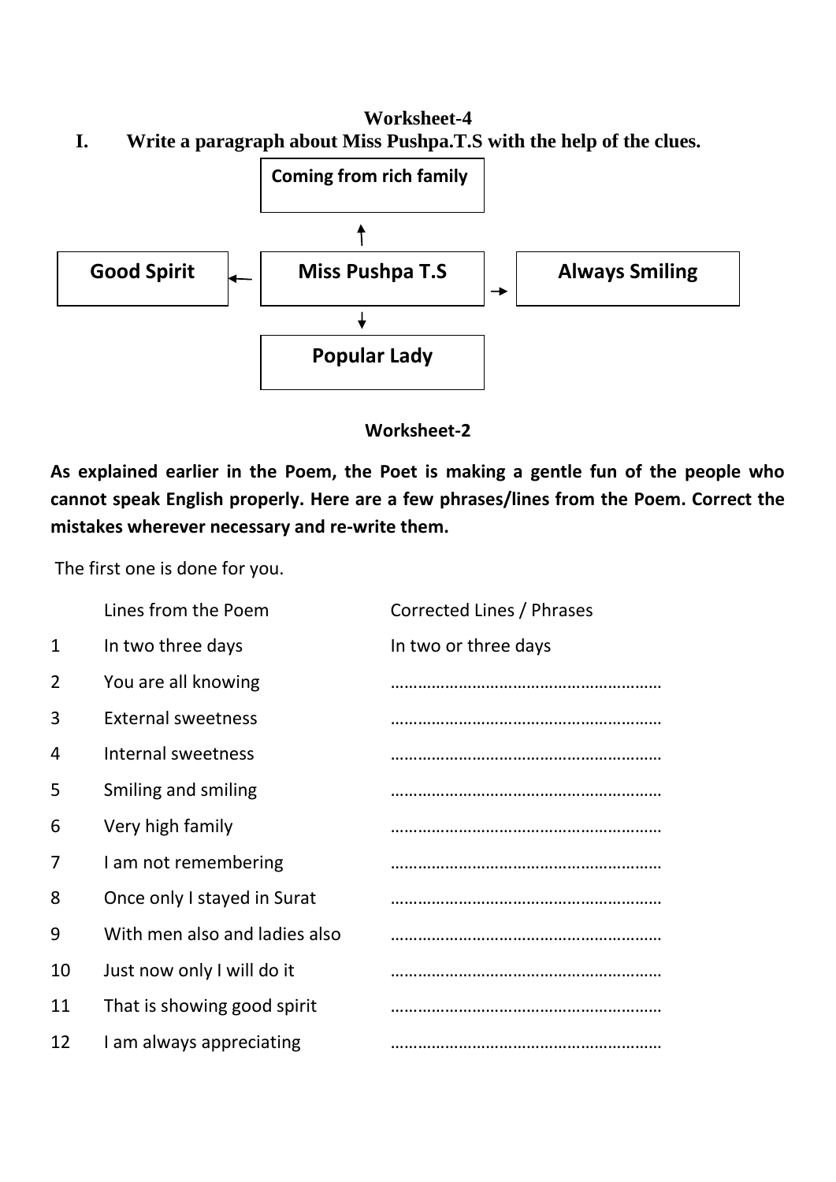## Worksheet-4

**I. Write a paragraph about Miss Pushpa.T.S with the help of the clues.**

Coming from rich family

Good Spirit

Miss Pushpa T.S

Always Smiling

Popular Lady

## Worksheet-2

**As explained earlier in the Poem, the Poet is making a gentle fun of the people who cannot speak English properly. Here are a few phrases/lines from the Poem. Correct the mistakes wherever necessary and re-write them.**

The first one is done for you.

| | Lines from the Poem | Corrected Lines / Phrases |
|---|---|---|
| 1 | In two three days | In two or three days |
| 2 | You are all knowing | ………………………………………………… |
| 3 | External sweetness | ………………………………………………… |
| 4 | Internal sweetness | ………………………………………………… |
| 5 | Smiling and smiling | ………………………………………………… |
| 6 | Very high family | ………………………………………………… |
| 7 | I am not remembering | ………………………………………………… |
| 8 | Once only I stayed in Surat | ………………………………………………… |
| 9 | With men also and ladies also | ………………………………………………… |
| 10 | Just now only I will do it | ………………………………………………… |
| 11 | That is showing good spirit | ………………………………………………… |
| 12 | I am always appreciating | ………………………………………………… |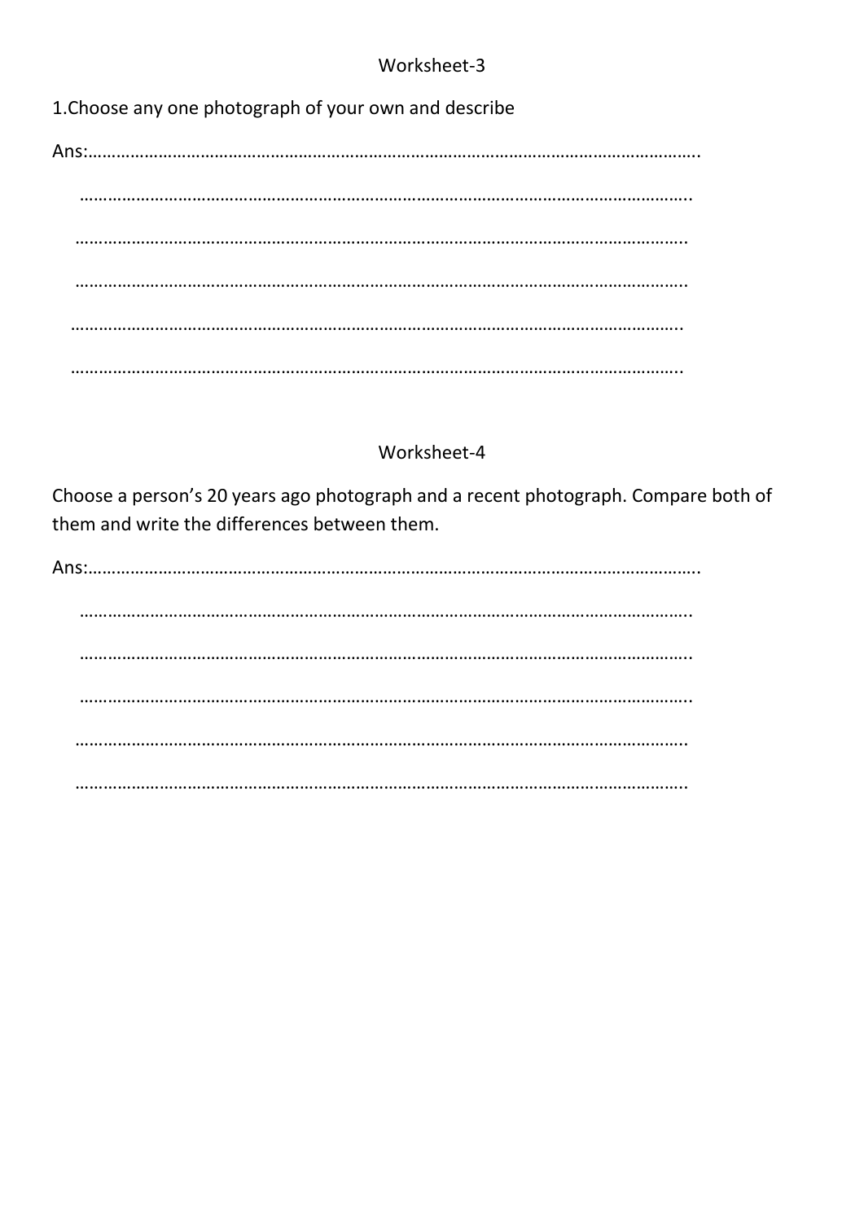## Worksheet-3

1.Choose any one photograph of your own and describe

Ans:……………………………………………………………………………………………………………………..

……………………………………………………………………………………………………………………..

……………………………………………………………………………………………………………………..

……………………………………………………………………………………………………………………..

……………………………………………………………………………………………………………………..

……………………………………………………………………………………………………………………..

## Worksheet-4

Choose a person's 20 years ago photograph and a recent photograph. Compare both of them and write the differences between them.

Ans:……………………………………………………………………………………………………………………..

……………………………………………………………………………………………………………………..

……………………………………………………………………………………………………………………..

……………………………………………………………………………………………………………………..

……………………………………………………………………………………………………………………..

……………………………………………………………………………………………………………………..